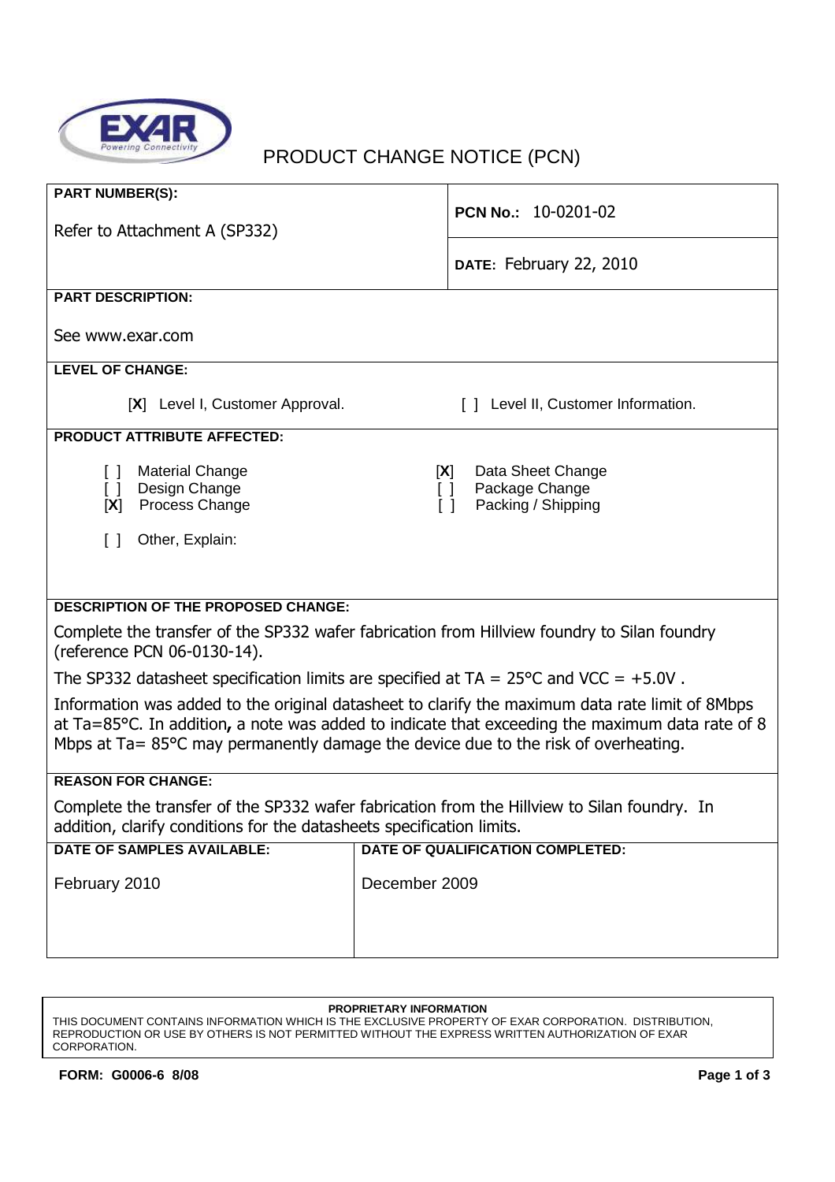# PRODUCT CHANGE NOTICE (PCN)

| **PART NUMBER(S):** Refer to Attachment A (SP332) | **PCN No.:** 10-0201-02 |
|---|---|
| | **DATE:** February 22, 2010 |

**PART DESCRIPTION:**

See www.exar.com

**LEVEL OF CHANGE:**

[X] Level I, Customer Approval.    [ ] Level II, Customer Information.

**PRODUCT ATTRIBUTE AFFECTED:**

- [ ] Material Change
- [ ] Design Change
- [X] Process Change
- [X] Data Sheet Change
- [ ] Package Change
- [ ] Packing / Shipping
- [ ] Other, Explain:

**DESCRIPTION OF THE PROPOSED CHANGE:**

Complete the transfer of the SP332 wafer fabrication from Hillview foundry to Silan foundry (reference PCN 06-0130-14).

The SP332 datasheet specification limits are specified at TA = 25°C and VCC = +5.0V .

Information was added to the original datasheet to clarify the maximum data rate limit of 8Mbps at Ta=85°C. In addition**,** a note was added to indicate that exceeding the maximum data rate of 8 Mbps at Ta= 85°C may permanently damage the device due to the risk of overheating.

**REASON FOR CHANGE:**

Complete the transfer of the SP332 wafer fabrication from the Hillview to Silan foundry. In addition, clarify conditions for the datasheets specification limits.

| DATE OF SAMPLES AVAILABLE: | DATE OF QUALIFICATION COMPLETED: |
|---|---|
| February 2010 | December 2009 |

**PROPRIETARY INFORMATION**

THIS DOCUMENT CONTAINS INFORMATION WHICH IS THE EXCLUSIVE PROPERTY OF EXAR CORPORATION. DISTRIBUTION, REPRODUCTION OR USE BY OTHERS IS NOT PERMITTED WITHOUT THE EXPRESS WRITTEN AUTHORIZATION OF EXAR CORPORATION.

**FORM: G0006-6 8/08**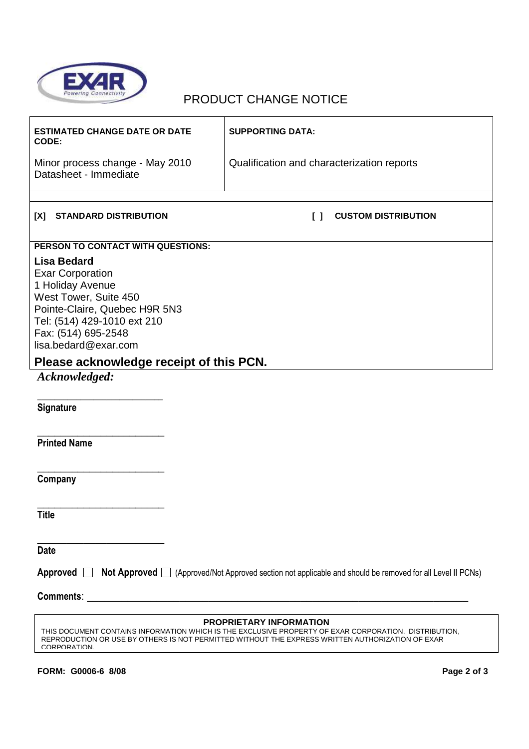# PRODUCT CHANGE NOTICE

| ESTIMATED CHANGE DATE OR DATE CODE: | SUPPORTING DATA: |
| --- | --- |
| Minor process change - May 2010<br>Datasheet - Immediate | Qualification and characterization reports |

**[X] STANDARD DISTRIBUTION** **[ ] CUSTOM DISTRIBUTION**

**PERSON TO CONTACT WITH QUESTIONS:**

**Lisa Bedard**
Exar Corporation
1 Holiday Avenue
West Tower, Suite 450
Pointe-Claire, Quebec H9R 5N3
Tel: (514) 429-1010 ext 210
Fax: (514) 695-2548
lisa.bedard@exar.com

## Please acknowledge receipt of this PCN.

***Acknowledged:***

________________________
**Signature**

________________________
**Printed Name**

________________________
**Company**

________________________
**Title**

________________________
**Date**

**Approved** ☐ **Not Approved** ☐ (Approved/Not Approved section not applicable and should be removed for all Level II PCNs)

**Comments**: ______________________________________________________________________________

**PROPRIETARY INFORMATION**

THIS DOCUMENT CONTAINS INFORMATION WHICH IS THE EXCLUSIVE PROPERTY OF EXAR CORPORATION. DISTRIBUTION, REPRODUCTION OR USE BY OTHERS IS NOT PERMITTED WITHOUT THE EXPRESS WRITTEN AUTHORIZATION OF EXAR CORPORATION.

**FORM: G0006-6 8/08**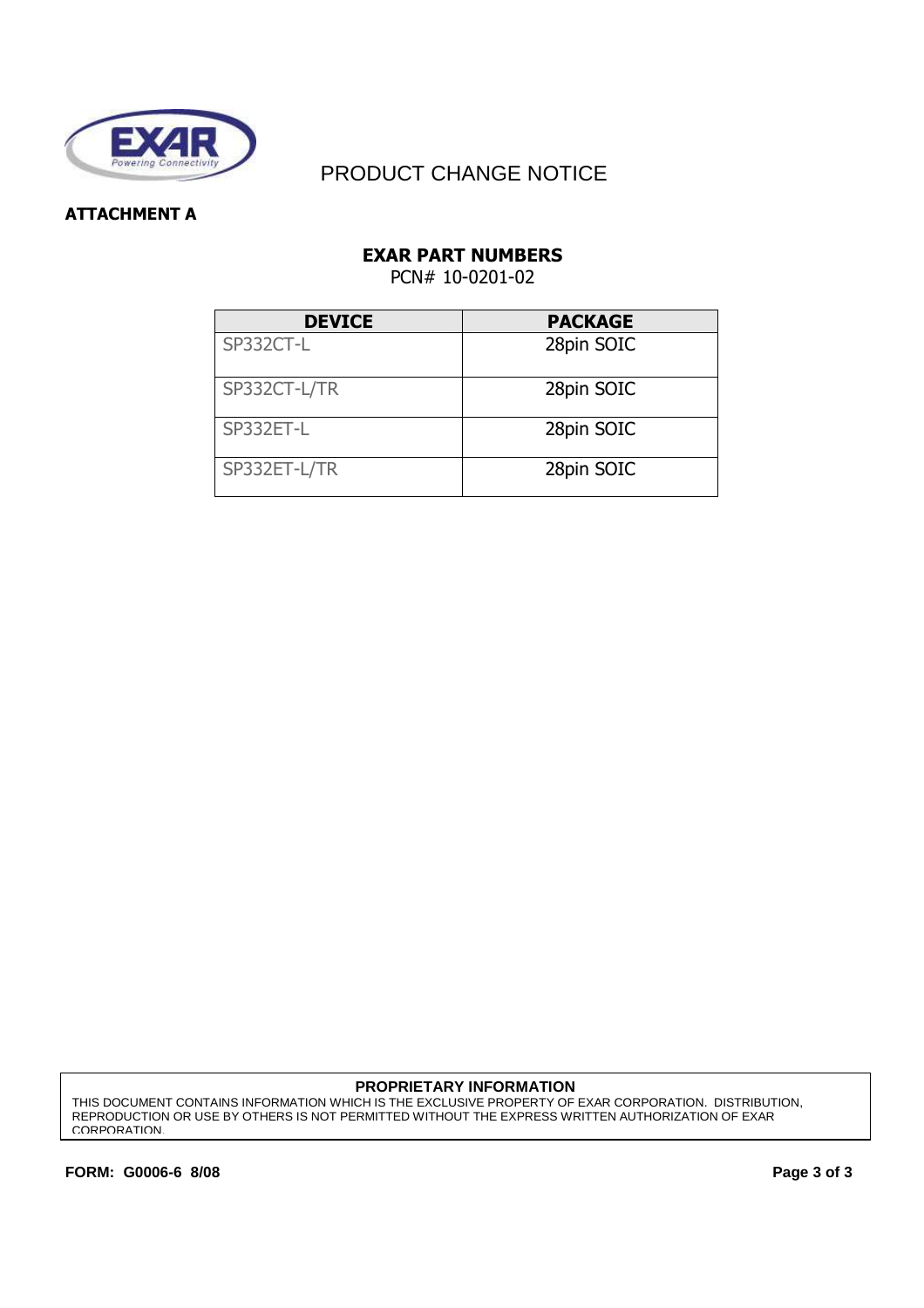# PRODUCT CHANGE NOTICE

**ATTACHMENT A**

## EXAR PART NUMBERS

PCN# 10-0201-02

| DEVICE | PACKAGE |
| --- | --- |
| SP332CT-L | 28pin SOIC |
| SP332CT-L/TR | 28pin SOIC |
| SP332ET-L | 28pin SOIC |
| SP332ET-L/TR | 28pin SOIC |

**PROPRIETARY INFORMATION**

THIS DOCUMENT CONTAINS INFORMATION WHICH IS THE EXCLUSIVE PROPERTY OF EXAR CORPORATION. DISTRIBUTION, REPRODUCTION OR USE BY OTHERS IS NOT PERMITTED WITHOUT THE EXPRESS WRITTEN AUTHORIZATION OF EXAR CORPORATION.

**FORM: G0006-6 8/08**